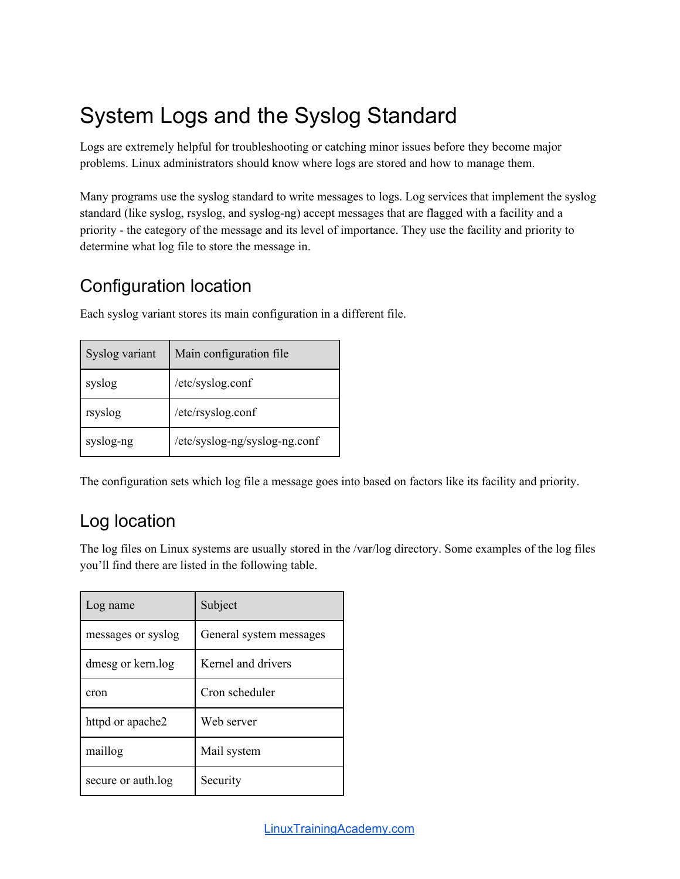# System Logs and the Syslog Standard

Logs are extremely helpful for troubleshooting or catching minor issues before they become major problems. Linux administrators should know where logs are stored and how to manage them.

Many programs use the syslog standard to write messages to logs. Log services that implement the syslog standard (like syslog, rsyslog, and syslog-ng) accept messages that are flagged with a facility and a priority - the category of the message and its level of importance. They use the facility and priority to determine what log file to store the message in.

## Configuration location

Each syslog variant stores its main configuration in a different file.

| Syslog variant | Main configuration file |
|---|---|
| syslog | /etc/syslog.conf |
| rsyslog | /etc/rsyslog.conf |
| syslog-ng | /etc/syslog-ng/syslog-ng.conf |

The configuration sets which log file a message goes into based on factors like its facility and priority.

## Log location

The log files on Linux systems are usually stored in the /var/log directory. Some examples of the log files you'll find there are listed in the following table.

| Log name | Subject |
|---|---|
| messages or syslog | General system messages |
| dmesg or kern.log | Kernel and drivers |
| cron | Cron scheduler |
| httpd or apache2 | Web server |
| maillog | Mail system |
| secure or auth.log | Security |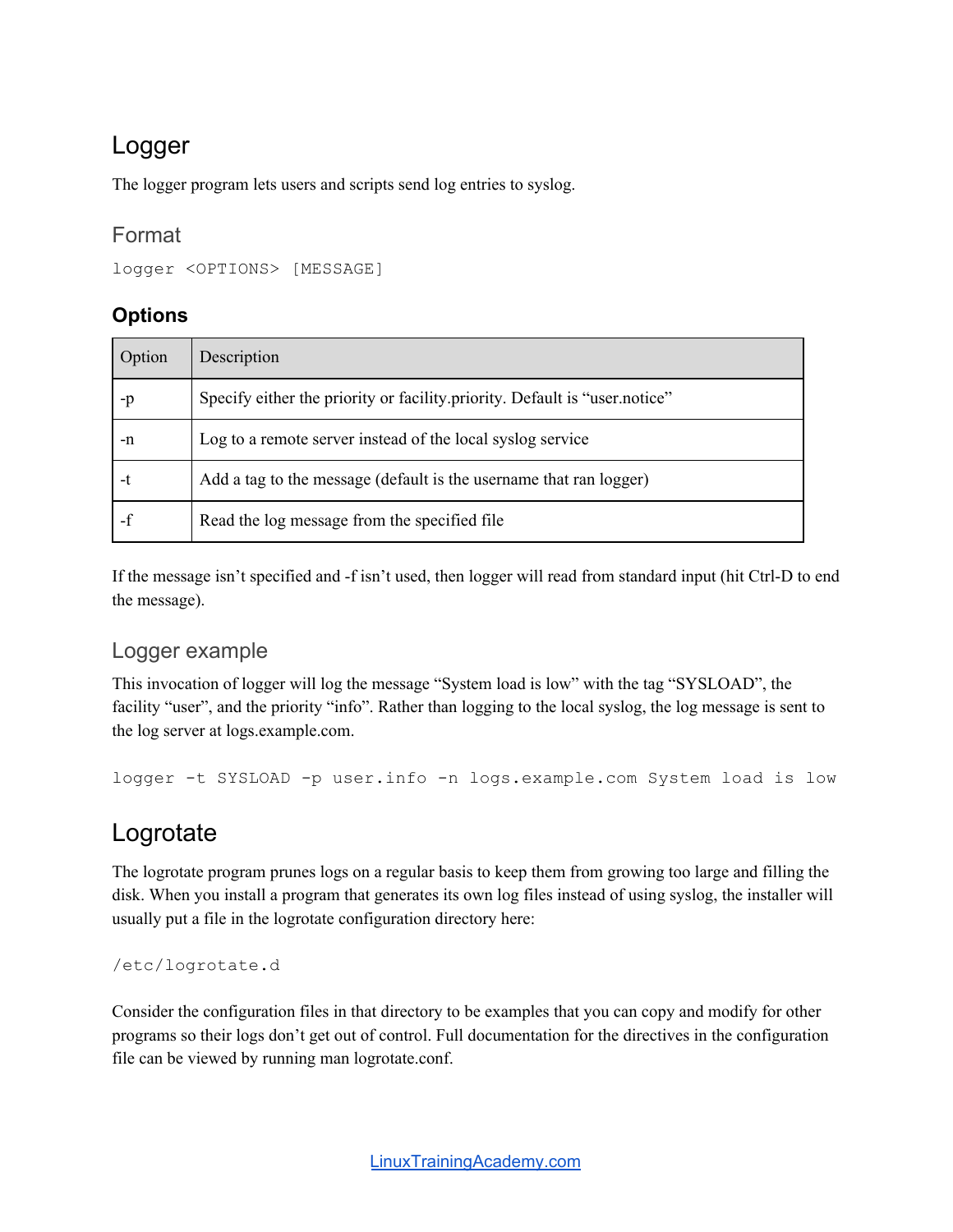# Logger

The logger program lets users and scripts send log entries to syslog.

## Format

```
logger <OPTIONS> [MESSAGE]
```

### Options

| Option | Description |
|---|---|
| -p | Specify either the priority or facility.priority. Default is “user.notice” |
| -n | Log to a remote server instead of the local syslog service |
| -t | Add a tag to the message (default is the username that ran logger) |
| -f | Read the log message from the specified file |

If the message isn’t specified and -f isn’t used, then logger will read from standard input (hit Ctrl-D to end the message).

## Logger example

This invocation of logger will log the message “System load is low” with the tag “SYSLOAD”, the facility “user”, and the priority “info”. Rather than logging to the local syslog, the log message is sent to the log server at logs.example.com.

```
logger -t SYSLOAD -p user.info -n logs.example.com System load is low
```

# Logrotate

The logrotate program prunes logs on a regular basis to keep them from growing too large and filling the disk. When you install a program that generates its own log files instead of using syslog, the installer will usually put a file in the logrotate configuration directory here:

```
/etc/logrotate.d
```

Consider the configuration files in that directory to be examples that you can copy and modify for other programs so their logs don’t get out of control. Full documentation for the directives in the configuration file can be viewed by running man logrotate.conf.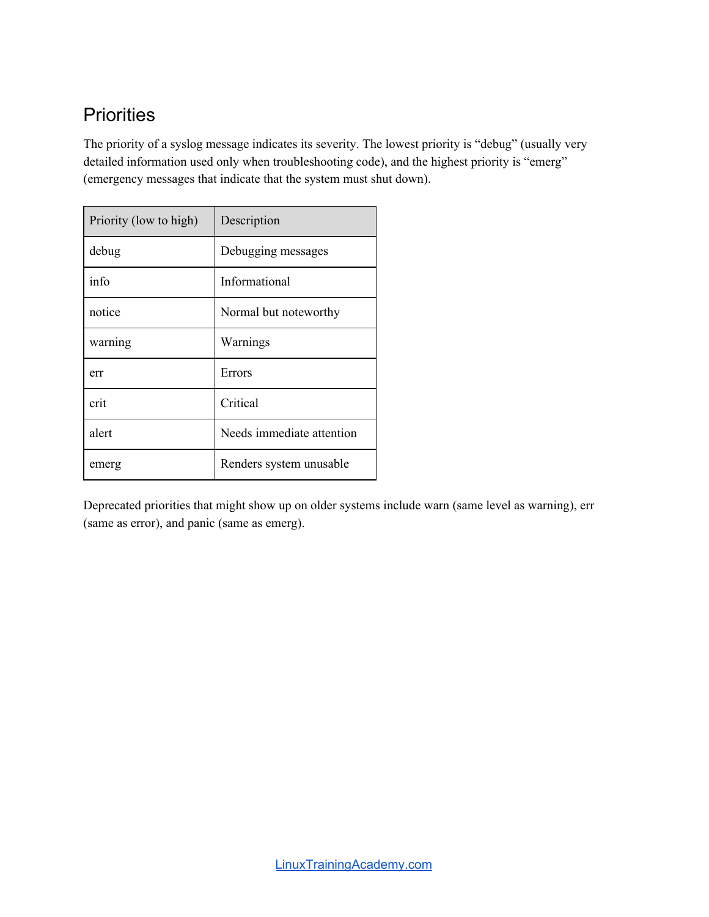## Priorities

The priority of a syslog message indicates its severity. The lowest priority is “debug” (usually very detailed information used only when troubleshooting code), and the highest priority is “emerg” (emergency messages that indicate that the system must shut down).

| Priority (low to high) | Description |
|---|---|
| debug | Debugging messages |
| info | Informational |
| notice | Normal but noteworthy |
| warning | Warnings |
| err | Errors |
| crit | Critical |
| alert | Needs immediate attention |
| emerg | Renders system unusable |

Deprecated priorities that might show up on older systems include warn (same level as warning), err (same as error), and panic (same as emerg).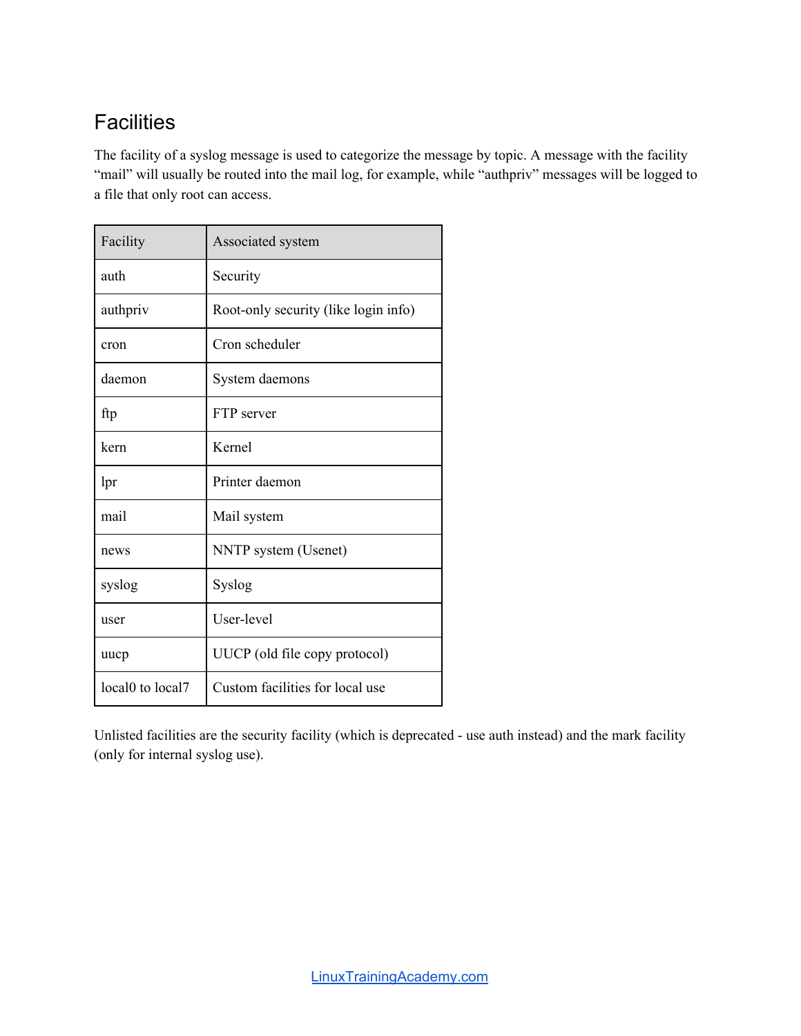## Facilities

The facility of a syslog message is used to categorize the message by topic. A message with the facility "mail" will usually be routed into the mail log, for example, while "authpriv" messages will be logged to a file that only root can access.

| Facility | Associated system |
|---|---|
| auth | Security |
| authpriv | Root-only security (like login info) |
| cron | Cron scheduler |
| daemon | System daemons |
| ftp | FTP server |
| kern | Kernel |
| lpr | Printer daemon |
| mail | Mail system |
| news | NNTP system (Usenet) |
| syslog | Syslog |
| user | User-level |
| uucp | UUCP (old file copy protocol) |
| local0 to local7 | Custom facilities for local use |

Unlisted facilities are the security facility (which is deprecated - use auth instead) and the mark facility (only for internal syslog use).